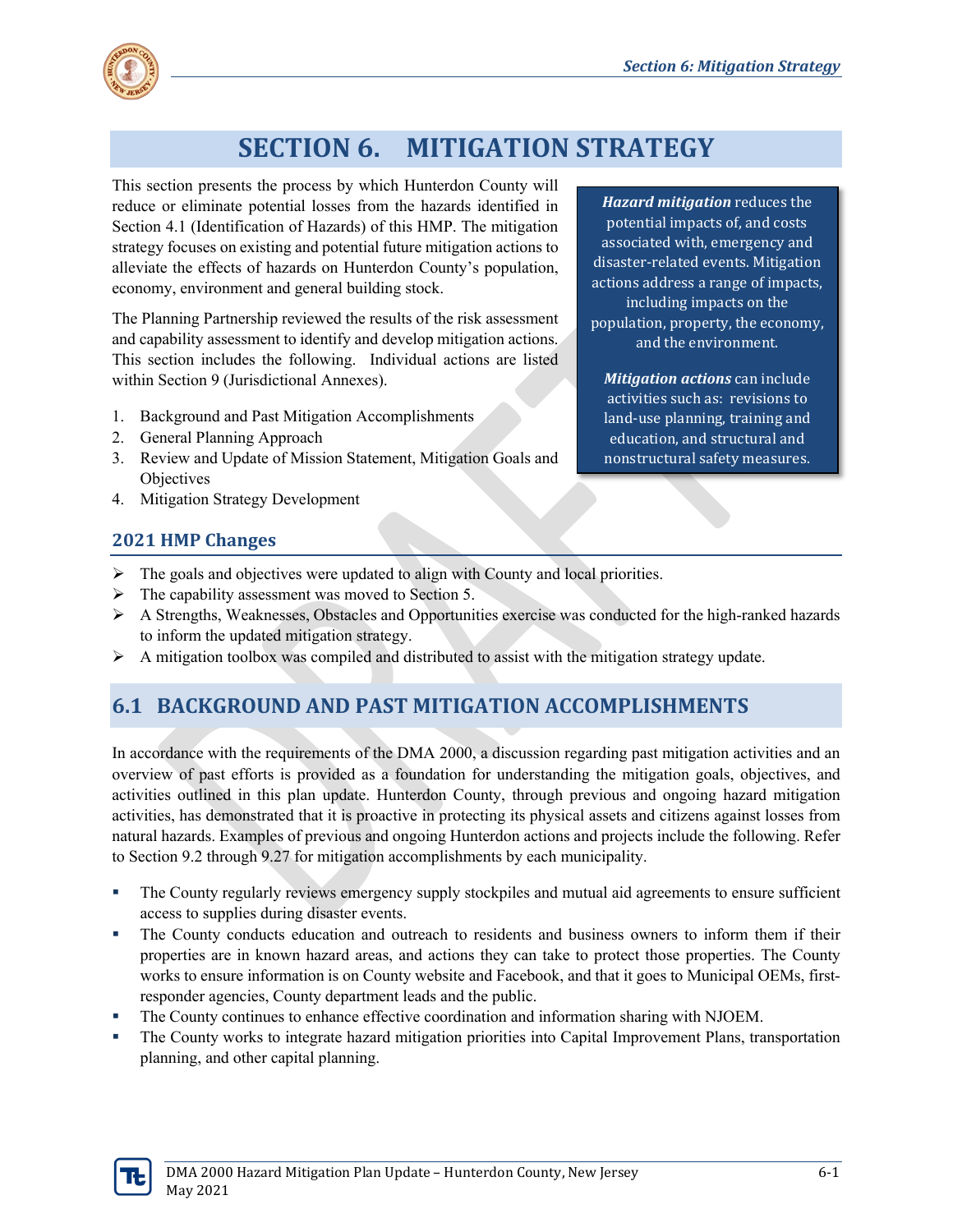# SECTION 6. MITIGATION STRATEGY

This section presents the process by which Hunterdon County will reduce or eliminate potential losses from the hazards identified in Section 4.1 (Identification of Hazards) of this HMP. The mitigation strategy focuses on existing and potential future mitigation actions to alleviate the effects of hazards on Hunterdon County's population, economy, environment and general building stock.

The Planning Partnership reviewed the results of the risk assessment and capability assessment to identify and develop mitigation actions. This section includes the following. Individual actions are listed within Section 9 (Jurisdictional Annexes).

1. Background and Past Mitigation Accomplishments
2. General Planning Approach
3. Review and Update of Mission Statement, Mitigation Goals and Objectives
4. Mitigation Strategy Development

> ***Hazard mitigation*** reduces the potential impacts of, and costs associated with, emergency and disaster-related events. Mitigation actions address a range of impacts, including impacts on the population, property, the economy, and the environment.
>
> ***Mitigation actions*** can include activities such as: revisions to land-use planning, training and education, and structural and nonstructural safety measures.

### 2021 HMP Changes

- The goals and objectives were updated to align with County and local priorities.
- The capability assessment was moved to Section 5.
- A Strengths, Weaknesses, Obstacles and Opportunities exercise was conducted for the high-ranked hazards to inform the updated mitigation strategy.
- A mitigation toolbox was compiled and distributed to assist with the mitigation strategy update.

## 6.1 BACKGROUND AND PAST MITIGATION ACCOMPLISHMENTS

In accordance with the requirements of the DMA 2000, a discussion regarding past mitigation activities and an overview of past efforts is provided as a foundation for understanding the mitigation goals, objectives, and activities outlined in this plan update. Hunterdon County, through previous and ongoing hazard mitigation activities, has demonstrated that it is proactive in protecting its physical assets and citizens against losses from natural hazards. Examples of previous and ongoing Hunterdon actions and projects include the following. Refer to Section 9.2 through 9.27 for mitigation accomplishments by each municipality.

- The County regularly reviews emergency supply stockpiles and mutual aid agreements to ensure sufficient access to supplies during disaster events.
- The County conducts education and outreach to residents and business owners to inform them if their properties are in known hazard areas, and actions they can take to protect those properties. The County works to ensure information is on County website and Facebook, and that it goes to Municipal OEMs, first-responder agencies, County department leads and the public.
- The County continues to enhance effective coordination and information sharing with NJOEM.
- The County works to integrate hazard mitigation priorities into Capital Improvement Plans, transportation planning, and other capital planning.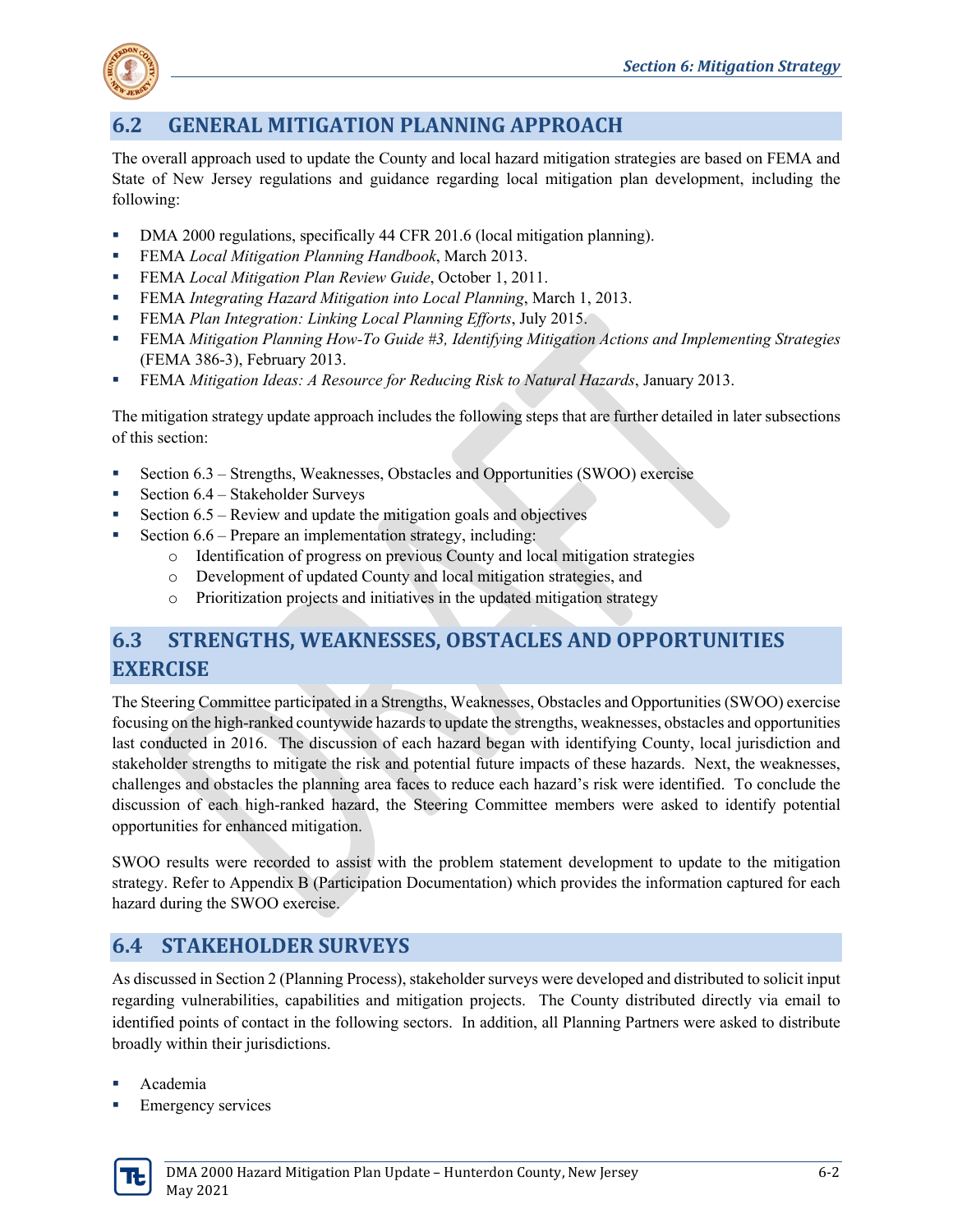## 6.2 GENERAL MITIGATION PLANNING APPROACH

The overall approach used to update the County and local hazard mitigation strategies are based on FEMA and State of New Jersey regulations and guidance regarding local mitigation plan development, including the following:

- DMA 2000 regulations, specifically 44 CFR 201.6 (local mitigation planning).
- FEMA *Local Mitigation Planning Handbook*, March 2013.
- FEMA *Local Mitigation Plan Review Guide*, October 1, 2011.
- FEMA *Integrating Hazard Mitigation into Local Planning*, March 1, 2013.
- FEMA *Plan Integration: Linking Local Planning Efforts*, July 2015.
- FEMA *Mitigation Planning How-To Guide #3, Identifying Mitigation Actions and Implementing Strategies* (FEMA 386-3), February 2013.
- FEMA *Mitigation Ideas: A Resource for Reducing Risk to Natural Hazards*, January 2013.

The mitigation strategy update approach includes the following steps that are further detailed in later subsections of this section:

- Section 6.3 – Strengths, Weaknesses, Obstacles and Opportunities (SWOO) exercise
- Section 6.4 – Stakeholder Surveys
- Section 6.5 – Review and update the mitigation goals and objectives
- Section 6.6 – Prepare an implementation strategy, including:
  - Identification of progress on previous County and local mitigation strategies
  - Development of updated County and local mitigation strategies, and
  - Prioritization projects and initiatives in the updated mitigation strategy

## 6.3 STRENGTHS, WEAKNESSES, OBSTACLES AND OPPORTUNITIES EXERCISE

The Steering Committee participated in a Strengths, Weaknesses, Obstacles and Opportunities (SWOO) exercise focusing on the high-ranked countywide hazards to update the strengths, weaknesses, obstacles and opportunities last conducted in 2016. The discussion of each hazard began with identifying County, local jurisdiction and stakeholder strengths to mitigate the risk and potential future impacts of these hazards. Next, the weaknesses, challenges and obstacles the planning area faces to reduce each hazard's risk were identified. To conclude the discussion of each high-ranked hazard, the Steering Committee members were asked to identify potential opportunities for enhanced mitigation.

SWOO results were recorded to assist with the problem statement development to update to the mitigation strategy. Refer to Appendix B (Participation Documentation) which provides the information captured for each hazard during the SWOO exercise.

## 6.4 STAKEHOLDER SURVEYS

As discussed in Section 2 (Planning Process), stakeholder surveys were developed and distributed to solicit input regarding vulnerabilities, capabilities and mitigation projects. The County distributed directly via email to identified points of contact in the following sectors. In addition, all Planning Partners were asked to distribute broadly within their jurisdictions.

- Academia
- Emergency services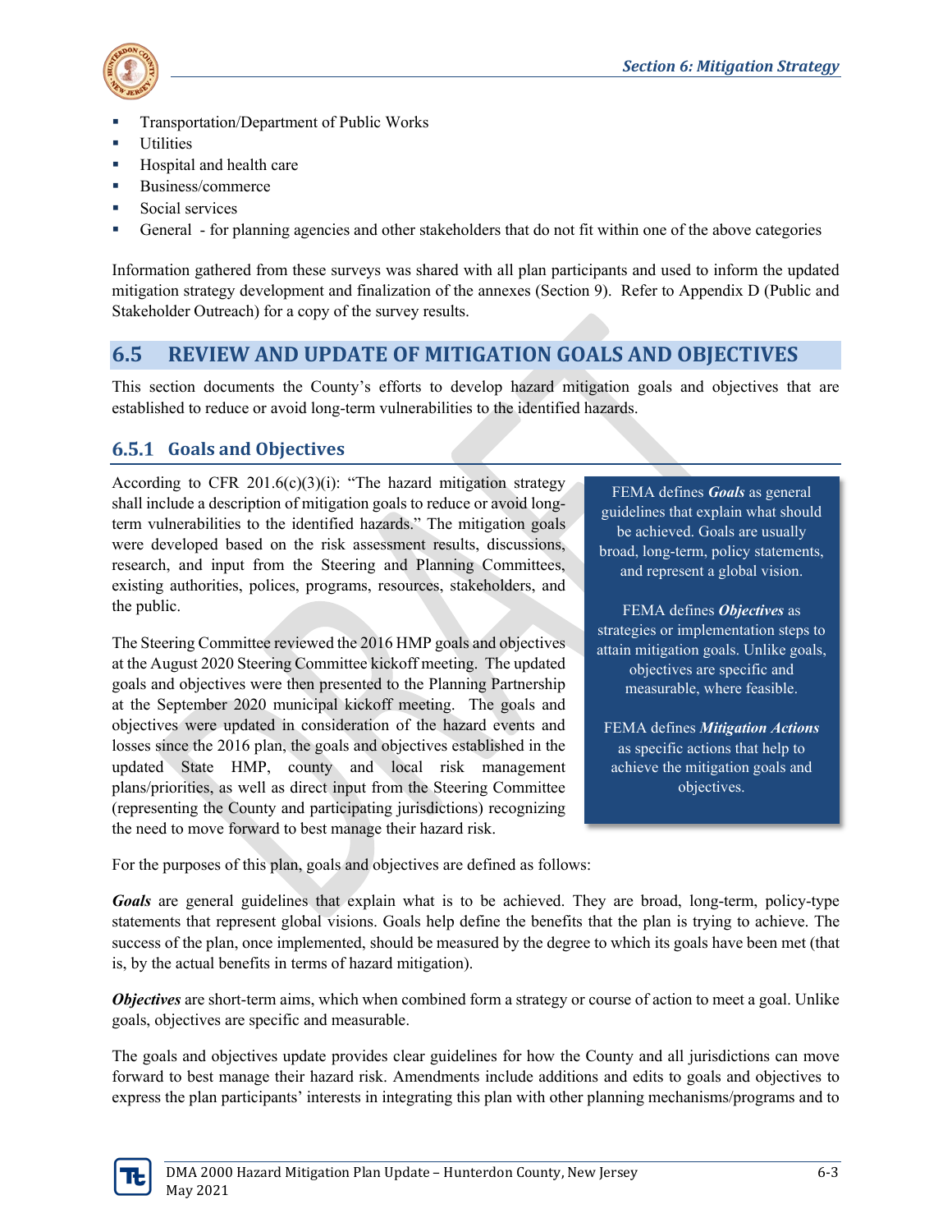- Transportation/Department of Public Works
- Utilities
- Hospital and health care
- Business/commerce
- Social services
- General - for planning agencies and other stakeholders that do not fit within one of the above categories

Information gathered from these surveys was shared with all plan participants and used to inform the updated mitigation strategy development and finalization of the annexes (Section 9). Refer to Appendix D (Public and Stakeholder Outreach) for a copy of the survey results.

## 6.5 REVIEW AND UPDATE OF MITIGATION GOALS AND OBJECTIVES

This section documents the County's efforts to develop hazard mitigation goals and objectives that are established to reduce or avoid long-term vulnerabilities to the identified hazards.

### 6.5.1 Goals and Objectives

According to CFR 201.6(c)(3)(i): "The hazard mitigation strategy shall include a description of mitigation goals to reduce or avoid long-term vulnerabilities to the identified hazards." The mitigation goals were developed based on the risk assessment results, discussions, research, and input from the Steering and Planning Committees, existing authorities, polices, programs, resources, stakeholders, and the public.

The Steering Committee reviewed the 2016 HMP goals and objectives at the August 2020 Steering Committee kickoff meeting. The updated goals and objectives were then presented to the Planning Partnership at the September 2020 municipal kickoff meeting. The goals and objectives were updated in consideration of the hazard events and losses since the 2016 plan, the goals and objectives established in the updated State HMP, county and local risk management plans/priorities, as well as direct input from the Steering Committee (representing the County and participating jurisdictions) recognizing the need to move forward to best manage their hazard risk.

> FEMA defines ***Goals*** as general guidelines that explain what should be achieved. Goals are usually broad, long-term, policy statements, and represent a global vision.
>
> FEMA defines ***Objectives*** as strategies or implementation steps to attain mitigation goals. Unlike goals, objectives are specific and measurable, where feasible.
>
> FEMA defines ***Mitigation Actions*** as specific actions that help to achieve the mitigation goals and objectives.

For the purposes of this plan, goals and objectives are defined as follows:

***Goals*** are general guidelines that explain what is to be achieved. They are broad, long-term, policy-type statements that represent global visions. Goals help define the benefits that the plan is trying to achieve. The success of the plan, once implemented, should be measured by the degree to which its goals have been met (that is, by the actual benefits in terms of hazard mitigation).

***Objectives*** are short-term aims, which when combined form a strategy or course of action to meet a goal. Unlike goals, objectives are specific and measurable.

The goals and objectives update provides clear guidelines for how the County and all jurisdictions can move forward to best manage their hazard risk. Amendments include additions and edits to goals and objectives to express the plan participants' interests in integrating this plan with other planning mechanisms/programs and to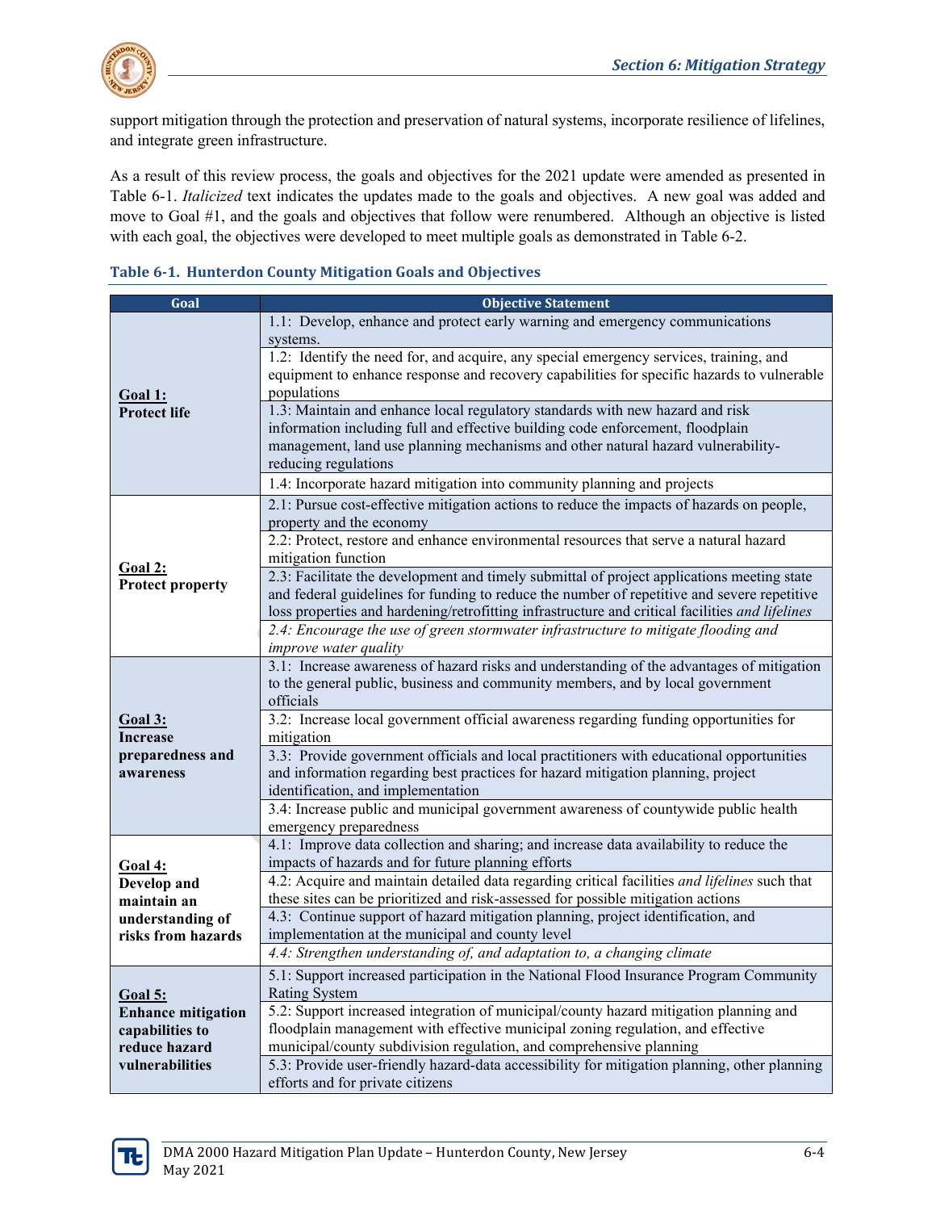support mitigation through the protection and preservation of natural systems, incorporate resilience of lifelines, and integrate green infrastructure.

As a result of this review process, the goals and objectives for the 2021 update were amended as presented in Table 6-1. *Italicized* text indicates the updates made to the goals and objectives. A new goal was added and move to Goal #1, and the goals and objectives that follow were renumbered. Although an objective is listed with each goal, the objectives were developed to meet multiple goals as demonstrated in Table 6-2.

**Table 6-1. Hunterdon County Mitigation Goals and Objectives**

| Goal | Objective Statement |
|---|---|
| **Goal 1: Protect life** | 1.1: Develop, enhance and protect early warning and emergency communications systems. |
| | 1.2: Identify the need for, and acquire, any special emergency services, training, and equipment to enhance response and recovery capabilities for specific hazards to vulnerable populations |
| | 1.3: Maintain and enhance local regulatory standards with new hazard and risk information including full and effective building code enforcement, floodplain management, land use planning mechanisms and other natural hazard vulnerability-reducing regulations |
| | 1.4: Incorporate hazard mitigation into community planning and projects |
| **Goal 2: Protect property** | 2.1: Pursue cost-effective mitigation actions to reduce the impacts of hazards on people, property and the economy |
| | 2.2: Protect, restore and enhance environmental resources that serve a natural hazard mitigation function |
| | 2.3: Facilitate the development and timely submittal of project applications meeting state and federal guidelines for funding to reduce the number of repetitive and severe repetitive loss properties and hardening/retrofitting infrastructure and critical facilities *and lifelines* |
| | *2.4: Encourage the use of green stormwater infrastructure to mitigate flooding and improve water quality* |
| **Goal 3: Increase preparedness and awareness** | 3.1: Increase awareness of hazard risks and understanding of the advantages of mitigation to the general public, business and community members, and by local government officials |
| | 3.2: Increase local government official awareness regarding funding opportunities for mitigation |
| | 3.3: Provide government officials and local practitioners with educational opportunities and information regarding best practices for hazard mitigation planning, project identification, and implementation |
| | 3.4: Increase public and municipal government awareness of countywide public health emergency preparedness |
| **Goal 4: Develop and maintain an understanding of risks from hazards** | 4.1: Improve data collection and sharing; and increase data availability to reduce the impacts of hazards and for future planning efforts |
| | 4.2: Acquire and maintain detailed data regarding critical facilities *and lifelines* such that these sites can be prioritized and risk-assessed for possible mitigation actions |
| | 4.3: Continue support of hazard mitigation planning, project identification, and implementation at the municipal and county level |
| | *4.4: Strengthen understanding of, and adaptation to, a changing climate* |
| **Goal 5: Enhance mitigation capabilities to reduce hazard vulnerabilities** | 5.1: Support increased participation in the National Flood Insurance Program Community Rating System |
| | 5.2: Support increased integration of municipal/county hazard mitigation planning and floodplain management with effective municipal zoning regulation, and effective municipal/county subdivision regulation, and comprehensive planning |
| | 5.3: Provide user-friendly hazard-data accessibility for mitigation planning, other planning efforts and for private citizens |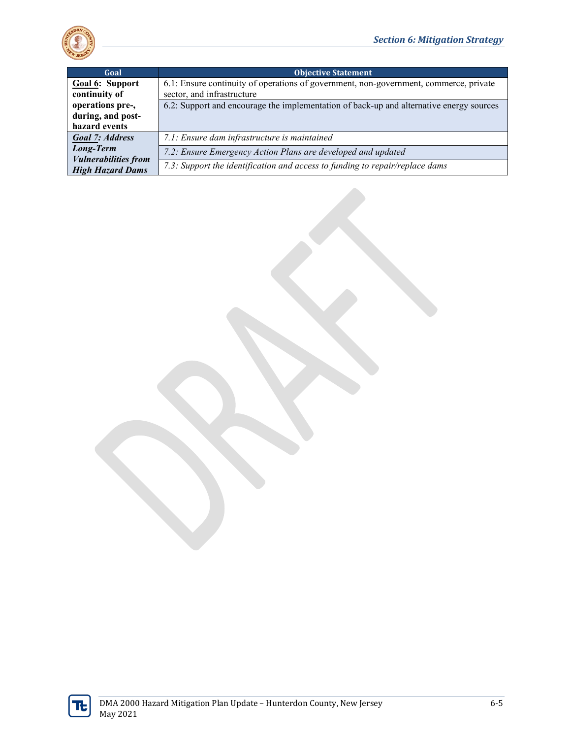| Goal | Objective Statement |
|---|---|
| **<u>Goal 6</u>: Support continuity of operations pre-, during, and post-hazard events** | 6.1: Ensure continuity of operations of government, non-government, commerce, private sector, and infrastructure |
| | 6.2: Support and encourage the implementation of back-up and alternative energy sources |
| ***<u>Goal 7</u>: Address Long-Term Vulnerabilities from High Hazard Dams*** | *7.1: Ensure dam infrastructure is maintained* |
| | *7.2: Ensure Emergency Action Plans are developed and updated* |
| | *7.3: Support the identification and access to funding to repair/replace dams* |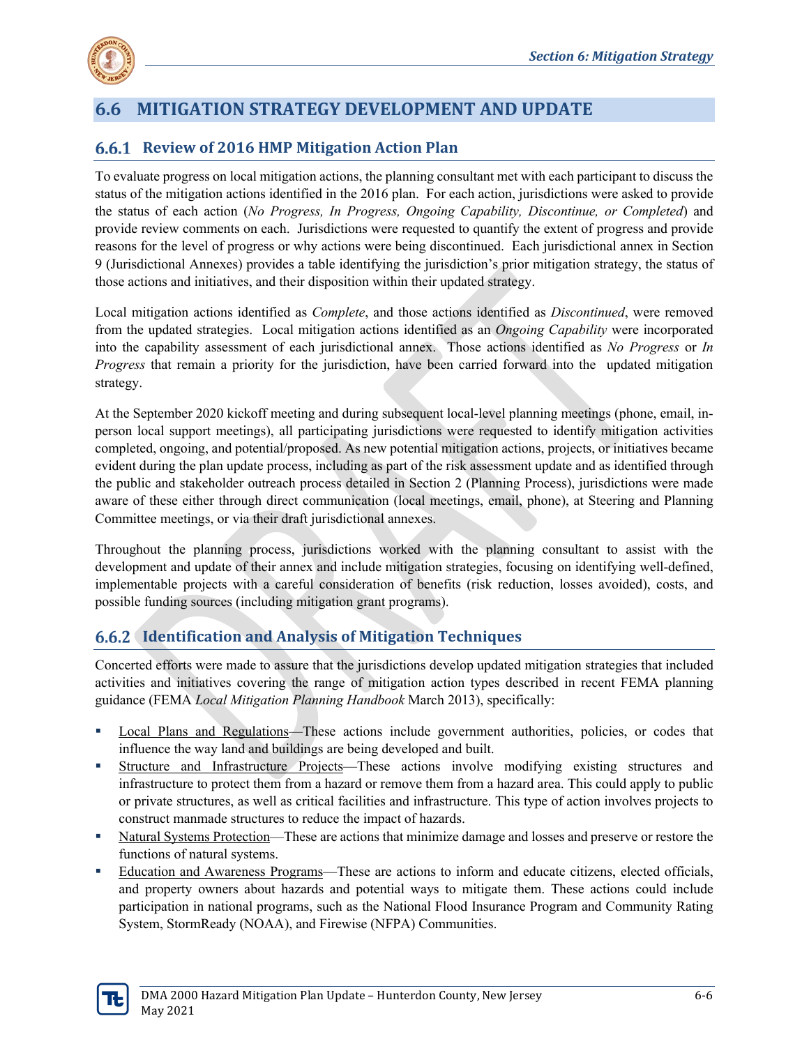## 6.6 MITIGATION STRATEGY DEVELOPMENT AND UPDATE

### 6.6.1 Review of 2016 HMP Mitigation Action Plan

To evaluate progress on local mitigation actions, the planning consultant met with each participant to discuss the status of the mitigation actions identified in the 2016 plan. For each action, jurisdictions were asked to provide the status of each action (*No Progress, In Progress, Ongoing Capability, Discontinue, or Completed*) and provide review comments on each. Jurisdictions were requested to quantify the extent of progress and provide reasons for the level of progress or why actions were being discontinued. Each jurisdictional annex in Section 9 (Jurisdictional Annexes) provides a table identifying the jurisdiction's prior mitigation strategy, the status of those actions and initiatives, and their disposition within their updated strategy.

Local mitigation actions identified as *Complete*, and those actions identified as *Discontinued*, were removed from the updated strategies. Local mitigation actions identified as an *Ongoing Capability* were incorporated into the capability assessment of each jurisdictional annex. Those actions identified as *No Progress* or *In Progress* that remain a priority for the jurisdiction, have been carried forward into the updated mitigation strategy.

At the September 2020 kickoff meeting and during subsequent local-level planning meetings (phone, email, in-person local support meetings), all participating jurisdictions were requested to identify mitigation activities completed, ongoing, and potential/proposed. As new potential mitigation actions, projects, or initiatives became evident during the plan update process, including as part of the risk assessment update and as identified through the public and stakeholder outreach process detailed in Section 2 (Planning Process), jurisdictions were made aware of these either through direct communication (local meetings, email, phone), at Steering and Planning Committee meetings, or via their draft jurisdictional annexes.

Throughout the planning process, jurisdictions worked with the planning consultant to assist with the development and update of their annex and include mitigation strategies, focusing on identifying well-defined, implementable projects with a careful consideration of benefits (risk reduction, losses avoided), costs, and possible funding sources (including mitigation grant programs).

### 6.6.2 Identification and Analysis of Mitigation Techniques

Concerted efforts were made to assure that the jurisdictions develop updated mitigation strategies that included activities and initiatives covering the range of mitigation action types described in recent FEMA planning guidance (FEMA *Local Mitigation Planning Handbook* March 2013), specifically:

- Local Plans and Regulations—These actions include government authorities, policies, or codes that influence the way land and buildings are being developed and built.
- Structure and Infrastructure Projects—These actions involve modifying existing structures and infrastructure to protect them from a hazard or remove them from a hazard area. This could apply to public or private structures, as well as critical facilities and infrastructure. This type of action involves projects to construct manmade structures to reduce the impact of hazards.
- Natural Systems Protection—These are actions that minimize damage and losses and preserve or restore the functions of natural systems.
- Education and Awareness Programs—These are actions to inform and educate citizens, elected officials, and property owners about hazards and potential ways to mitigate them. These actions could include participation in national programs, such as the National Flood Insurance Program and Community Rating System, StormReady (NOAA), and Firewise (NFPA) Communities.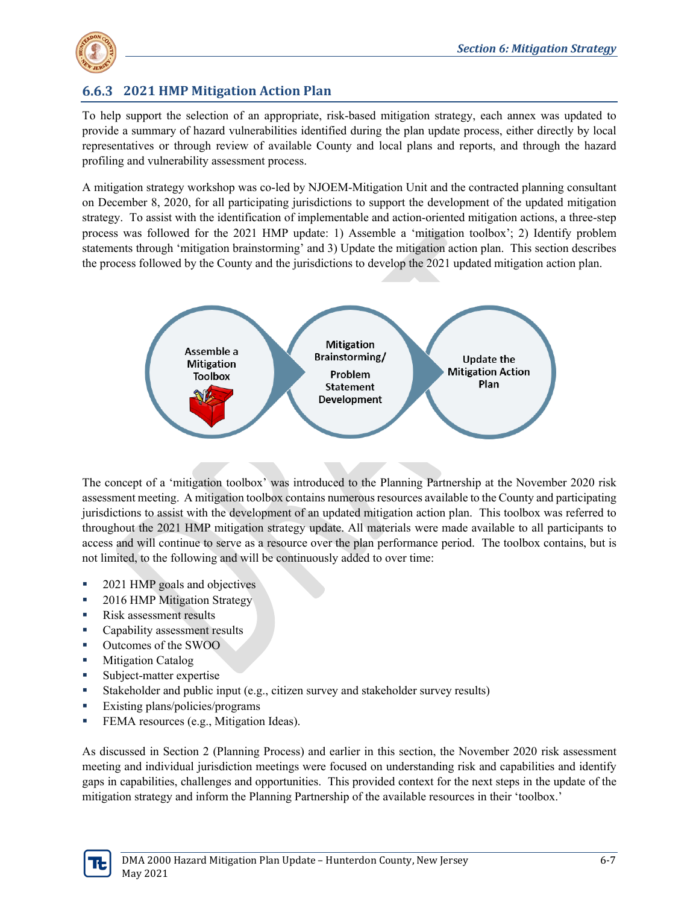### 6.6.3 2021 HMP Mitigation Action Plan

To help support the selection of an appropriate, risk-based mitigation strategy, each annex was updated to provide a summary of hazard vulnerabilities identified during the plan update process, either directly by local representatives or through review of available County and local plans and reports, and through the hazard profiling and vulnerability assessment process.

A mitigation strategy workshop was co-led by NJOEM-Mitigation Unit and the contracted planning consultant on December 8, 2020, for all participating jurisdictions to support the development of the updated mitigation strategy. To assist with the identification of implementable and action-oriented mitigation actions, a three-step process was followed for the 2021 HMP update: 1) Assemble a 'mitigation toolbox'; 2) Identify problem statements through 'mitigation brainstorming' and 3) Update the mitigation action plan. This section describes the process followed by the County and the jurisdictions to develop the 2021 updated mitigation action plan.

Assemble a Mitigation Toolbox → Mitigation Brainstorming/ Problem Statement Development → Update the Mitigation Action Plan

The concept of a 'mitigation toolbox' was introduced to the Planning Partnership at the November 2020 risk assessment meeting. A mitigation toolbox contains numerous resources available to the County and participating jurisdictions to assist with the development of an updated mitigation action plan. This toolbox was referred to throughout the 2021 HMP mitigation strategy update. All materials were made available to all participants to access and will continue to serve as a resource over the plan performance period. The toolbox contains, but is not limited, to the following and will be continuously added to over time:

- 2021 HMP goals and objectives
- 2016 HMP Mitigation Strategy
- Risk assessment results
- Capability assessment results
- Outcomes of the SWOO
- Mitigation Catalog
- Subject-matter expertise
- Stakeholder and public input (e.g., citizen survey and stakeholder survey results)
- Existing plans/policies/programs
- FEMA resources (e.g., Mitigation Ideas).

As discussed in Section 2 (Planning Process) and earlier in this section, the November 2020 risk assessment meeting and individual jurisdiction meetings were focused on understanding risk and capabilities and identify gaps in capabilities, challenges and opportunities. This provided context for the next steps in the update of the mitigation strategy and inform the Planning Partnership of the available resources in their 'toolbox.'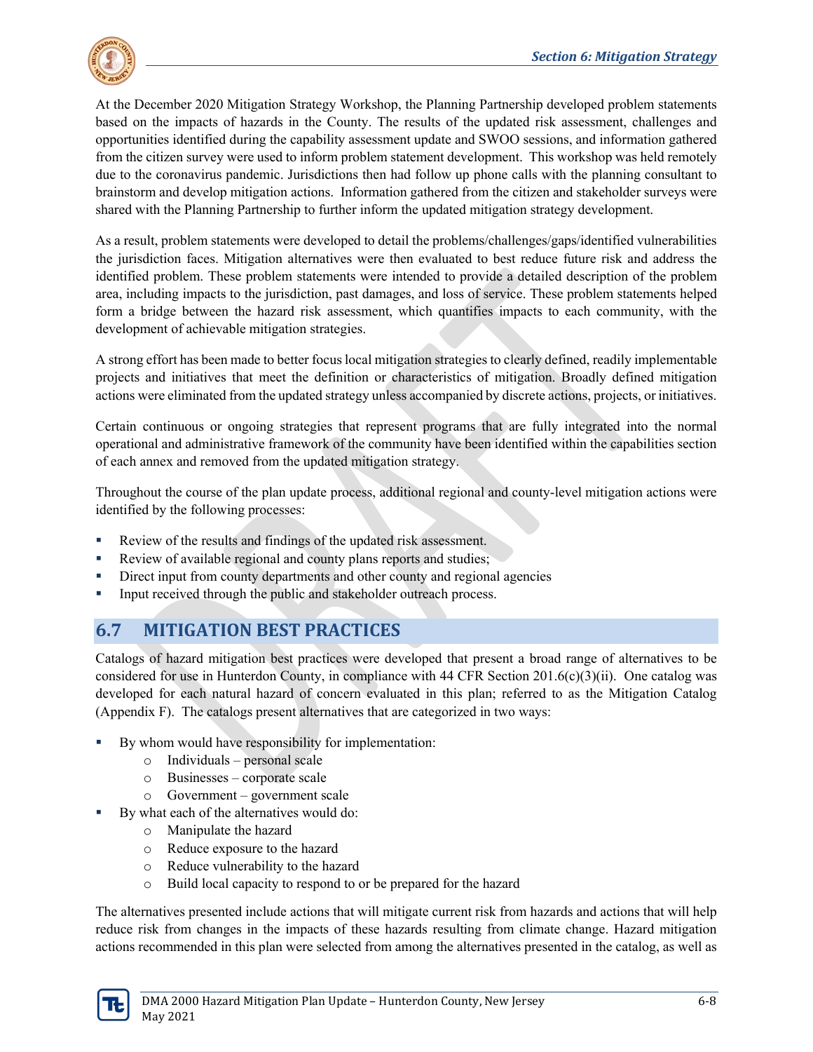At the December 2020 Mitigation Strategy Workshop, the Planning Partnership developed problem statements based on the impacts of hazards in the County. The results of the updated risk assessment, challenges and opportunities identified during the capability assessment update and SWOO sessions, and information gathered from the citizen survey were used to inform problem statement development. This workshop was held remotely due to the coronavirus pandemic. Jurisdictions then had follow up phone calls with the planning consultant to brainstorm and develop mitigation actions. Information gathered from the citizen and stakeholder surveys were shared with the Planning Partnership to further inform the updated mitigation strategy development.

As a result, problem statements were developed to detail the problems/challenges/gaps/identified vulnerabilities the jurisdiction faces. Mitigation alternatives were then evaluated to best reduce future risk and address the identified problem. These problem statements were intended to provide a detailed description of the problem area, including impacts to the jurisdiction, past damages, and loss of service. These problem statements helped form a bridge between the hazard risk assessment, which quantifies impacts to each community, with the development of achievable mitigation strategies.

A strong effort has been made to better focus local mitigation strategies to clearly defined, readily implementable projects and initiatives that meet the definition or characteristics of mitigation. Broadly defined mitigation actions were eliminated from the updated strategy unless accompanied by discrete actions, projects, or initiatives.

Certain continuous or ongoing strategies that represent programs that are fully integrated into the normal operational and administrative framework of the community have been identified within the capabilities section of each annex and removed from the updated mitigation strategy.

Throughout the course of the plan update process, additional regional and county-level mitigation actions were identified by the following processes:

- Review of the results and findings of the updated risk assessment.
- Review of available regional and county plans reports and studies;
- Direct input from county departments and other county and regional agencies
- Input received through the public and stakeholder outreach process.

## 6.7 MITIGATION BEST PRACTICES

Catalogs of hazard mitigation best practices were developed that present a broad range of alternatives to be considered for use in Hunterdon County, in compliance with 44 CFR Section 201.6(c)(3)(ii). One catalog was developed for each natural hazard of concern evaluated in this plan; referred to as the Mitigation Catalog (Appendix F). The catalogs present alternatives that are categorized in two ways:

- By whom would have responsibility for implementation:
  - Individuals – personal scale
  - Businesses – corporate scale
  - Government – government scale
- By what each of the alternatives would do:
  - Manipulate the hazard
  - Reduce exposure to the hazard
  - Reduce vulnerability to the hazard
  - Build local capacity to respond to or be prepared for the hazard

The alternatives presented include actions that will mitigate current risk from hazards and actions that will help reduce risk from changes in the impacts of these hazards resulting from climate change. Hazard mitigation actions recommended in this plan were selected from among the alternatives presented in the catalog, as well as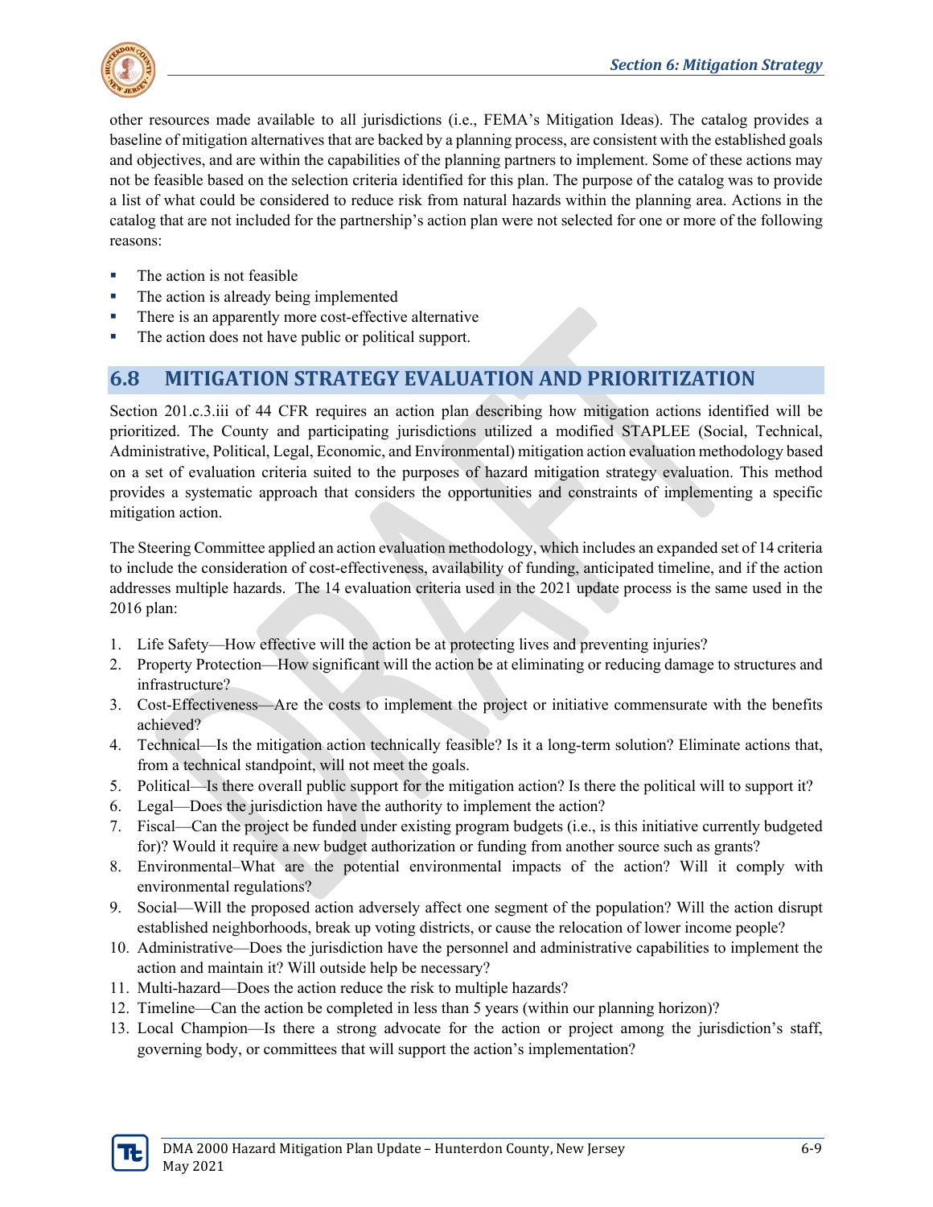other resources made available to all jurisdictions (i.e., FEMA's Mitigation Ideas). The catalog provides a baseline of mitigation alternatives that are backed by a planning process, are consistent with the established goals and objectives, and are within the capabilities of the planning partners to implement. Some of these actions may not be feasible based on the selection criteria identified for this plan. The purpose of the catalog was to provide a list of what could be considered to reduce risk from natural hazards within the planning area. Actions in the catalog that are not included for the partnership's action plan were not selected for one or more of the following reasons:

- The action is not feasible
- The action is already being implemented
- There is an apparently more cost-effective alternative
- The action does not have public or political support.

## 6.8 MITIGATION STRATEGY EVALUATION AND PRIORITIZATION

Section 201.c.3.iii of 44 CFR requires an action plan describing how mitigation actions identified will be prioritized. The County and participating jurisdictions utilized a modified STAPLEE (Social, Technical, Administrative, Political, Legal, Economic, and Environmental) mitigation action evaluation methodology based on a set of evaluation criteria suited to the purposes of hazard mitigation strategy evaluation. This method provides a systematic approach that considers the opportunities and constraints of implementing a specific mitigation action.

The Steering Committee applied an action evaluation methodology, which includes an expanded set of 14 criteria to include the consideration of cost-effectiveness, availability of funding, anticipated timeline, and if the action addresses multiple hazards. The 14 evaluation criteria used in the 2021 update process is the same used in the 2016 plan:

1. Life Safety—How effective will the action be at protecting lives and preventing injuries?
2. Property Protection—How significant will the action be at eliminating or reducing damage to structures and infrastructure?
3. Cost-Effectiveness—Are the costs to implement the project or initiative commensurate with the benefits achieved?
4. Technical—Is the mitigation action technically feasible? Is it a long-term solution? Eliminate actions that, from a technical standpoint, will not meet the goals.
5. Political—Is there overall public support for the mitigation action? Is there the political will to support it?
6. Legal—Does the jurisdiction have the authority to implement the action?
7. Fiscal—Can the project be funded under existing program budgets (i.e., is this initiative currently budgeted for)? Would it require a new budget authorization or funding from another source such as grants?
8. Environmental–What are the potential environmental impacts of the action? Will it comply with environmental regulations?
9. Social—Will the proposed action adversely affect one segment of the population? Will the action disrupt established neighborhoods, break up voting districts, or cause the relocation of lower income people?
10. Administrative—Does the jurisdiction have the personnel and administrative capabilities to implement the action and maintain it? Will outside help be necessary?
11. Multi-hazard—Does the action reduce the risk to multiple hazards?
12. Timeline—Can the action be completed in less than 5 years (within our planning horizon)?
13. Local Champion—Is there a strong advocate for the action or project among the jurisdiction's staff, governing body, or committees that will support the action's implementation?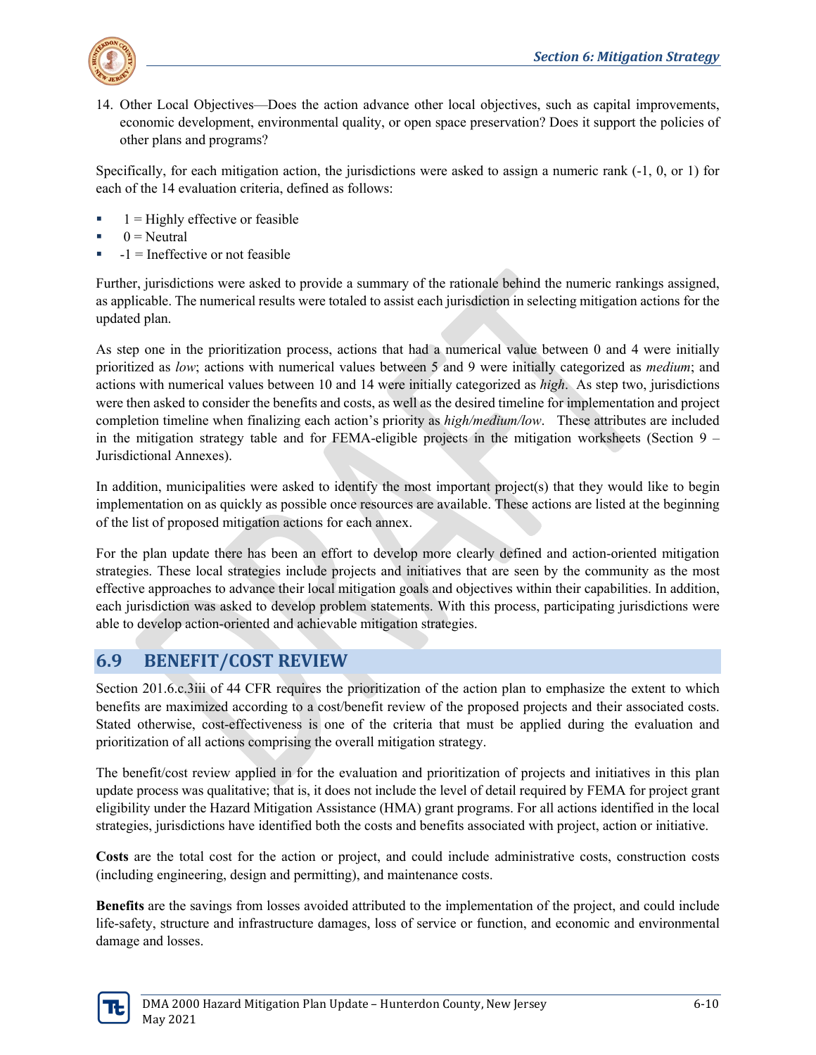14. Other Local Objectives—Does the action advance other local objectives, such as capital improvements, economic development, environmental quality, or open space preservation? Does it support the policies of other plans and programs?

Specifically, for each mitigation action, the jurisdictions were asked to assign a numeric rank (-1, 0, or 1) for each of the 14 evaluation criteria, defined as follows:

- 1 = Highly effective or feasible
- 0 = Neutral
- -1 = Ineffective or not feasible

Further, jurisdictions were asked to provide a summary of the rationale behind the numeric rankings assigned, as applicable. The numerical results were totaled to assist each jurisdiction in selecting mitigation actions for the updated plan.

As step one in the prioritization process, actions that had a numerical value between 0 and 4 were initially prioritized as *low*; actions with numerical values between 5 and 9 were initially categorized as *medium*; and actions with numerical values between 10 and 14 were initially categorized as *high*. As step two, jurisdictions were then asked to consider the benefits and costs, as well as the desired timeline for implementation and project completion timeline when finalizing each action's priority as *high/medium/low*. These attributes are included in the mitigation strategy table and for FEMA-eligible projects in the mitigation worksheets (Section 9 – Jurisdictional Annexes).

In addition, municipalities were asked to identify the most important project(s) that they would like to begin implementation on as quickly as possible once resources are available. These actions are listed at the beginning of the list of proposed mitigation actions for each annex.

For the plan update there has been an effort to develop more clearly defined and action-oriented mitigation strategies. These local strategies include projects and initiatives that are seen by the community as the most effective approaches to advance their local mitigation goals and objectives within their capabilities. In addition, each jurisdiction was asked to develop problem statements. With this process, participating jurisdictions were able to develop action-oriented and achievable mitigation strategies.

## 6.9 BENEFIT/COST REVIEW

Section 201.6.c.3iii of 44 CFR requires the prioritization of the action plan to emphasize the extent to which benefits are maximized according to a cost/benefit review of the proposed projects and their associated costs. Stated otherwise, cost-effectiveness is one of the criteria that must be applied during the evaluation and prioritization of all actions comprising the overall mitigation strategy.

The benefit/cost review applied in for the evaluation and prioritization of projects and initiatives in this plan update process was qualitative; that is, it does not include the level of detail required by FEMA for project grant eligibility under the Hazard Mitigation Assistance (HMA) grant programs. For all actions identified in the local strategies, jurisdictions have identified both the costs and benefits associated with project, action or initiative.

**Costs** are the total cost for the action or project, and could include administrative costs, construction costs (including engineering, design and permitting), and maintenance costs.

**Benefits** are the savings from losses avoided attributed to the implementation of the project, and could include life-safety, structure and infrastructure damages, loss of service or function, and economic and environmental damage and losses.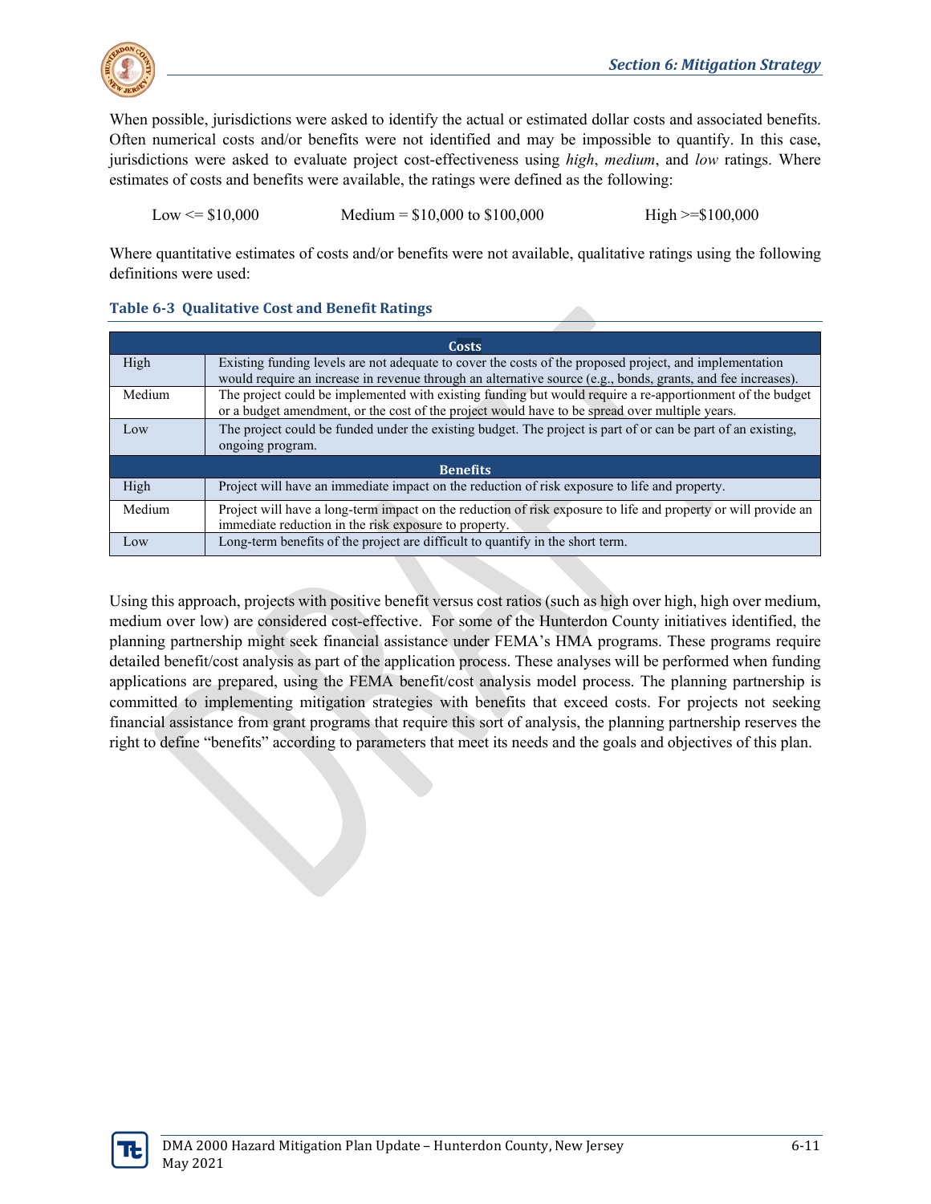When possible, jurisdictions were asked to identify the actual or estimated dollar costs and associated benefits. Often numerical costs and/or benefits were not identified and may be impossible to quantify. In this case, jurisdictions were asked to evaluate project cost-effectiveness using *high*, *medium*, and *low* ratings. Where estimates of costs and benefits were available, the ratings were defined as the following:

Low <= $10,000 Medium = $10,000 to $100,000 High >=$100,000

Where quantitative estimates of costs and/or benefits were not available, qualitative ratings using the following definitions were used:

**Table 6-3 Qualitative Cost and Benefit Ratings**

| Costs | |
|---|---|
| High | Existing funding levels are not adequate to cover the costs of the proposed project, and implementation would require an increase in revenue through an alternative source (e.g., bonds, grants, and fee increases). |
| Medium | The project could be implemented with existing funding but would require a re-apportionment of the budget or a budget amendment, or the cost of the project would have to be spread over multiple years. |
| Low | The project could be funded under the existing budget. The project is part of or can be part of an existing, ongoing program. |
| **Benefits** | |
| High | Project will have an immediate impact on the reduction of risk exposure to life and property. |
| Medium | Project will have a long-term impact on the reduction of risk exposure to life and property or will provide an immediate reduction in the risk exposure to property. |
| Low | Long-term benefits of the project are difficult to quantify in the short term. |

Using this approach, projects with positive benefit versus cost ratios (such as high over high, high over medium, medium over low) are considered cost-effective. For some of the Hunterdon County initiatives identified, the planning partnership might seek financial assistance under FEMA's HMA programs. These programs require detailed benefit/cost analysis as part of the application process. These analyses will be performed when funding applications are prepared, using the FEMA benefit/cost analysis model process. The planning partnership is committed to implementing mitigation strategies with benefits that exceed costs. For projects not seeking financial assistance from grant programs that require this sort of analysis, the planning partnership reserves the right to define "benefits" according to parameters that meet its needs and the goals and objectives of this plan.